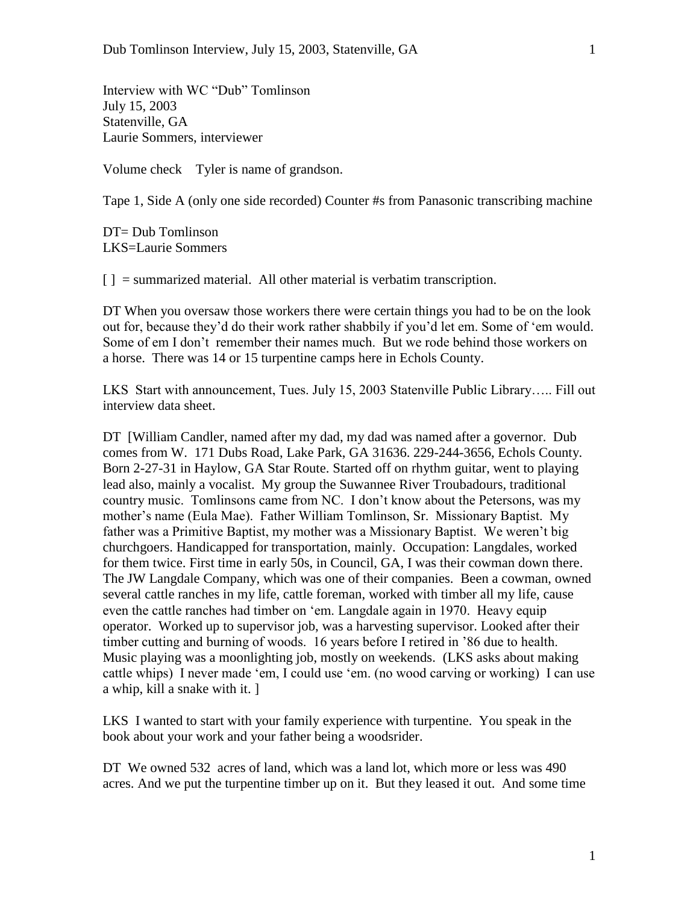Interview with WC "Dub" Tomlinson
July 15, 2003
Statenville, GA
Laurie Sommers, interviewer

Volume check Tyler is name of grandson.

Tape 1, Side A (only one side recorded) Counter #s from Panasonic transcribing machine

DT= Dub Tomlinson
LKS=Laurie Sommers

[ ] = summarized material. All other material is verbatim transcription.

DT When you oversaw those workers there were certain things you had to be on the look out for, because they'd do their work rather shabbily if you'd let em. Some of 'em would. Some of em I don't remember their names much. But we rode behind those workers on a horse. There was 14 or 15 turpentine camps here in Echols County.

LKS Start with announcement, Tues. July 15, 2003 Statenville Public Library….. Fill out interview data sheet.

DT [William Candler, named after my dad, my dad was named after a governor. Dub comes from W. 171 Dubs Road, Lake Park, GA 31636. 229-244-3656, Echols County. Born 2-27-31 in Haylow, GA Star Route. Started off on rhythm guitar, went to playing lead also, mainly a vocalist. My group the Suwannee River Troubadours, traditional country music. Tomlinsons came from NC. I don't know about the Petersons, was my mother's name (Eula Mae). Father William Tomlinson, Sr. Missionary Baptist. My father was a Primitive Baptist, my mother was a Missionary Baptist. We weren't big churchgoers. Handicapped for transportation, mainly. Occupation: Langdales, worked for them twice. First time in early 50s, in Council, GA, I was their cowman down there. The JW Langdale Company, which was one of their companies. Been a cowman, owned several cattle ranches in my life, cattle foreman, worked with timber all my life, cause even the cattle ranches had timber on 'em. Langdale again in 1970. Heavy equip operator. Worked up to supervisor job, was a harvesting supervisor. Looked after their timber cutting and burning of woods. 16 years before I retired in '86 due to health. Music playing was a moonlighting job, mostly on weekends. (LKS asks about making cattle whips) I never made 'em, I could use 'em. (no wood carving or working) I can use a whip, kill a snake with it. ]

LKS I wanted to start with your family experience with turpentine. You speak in the book about your work and your father being a woodsrider.

DT We owned 532 acres of land, which was a land lot, which more or less was 490 acres. And we put the turpentine timber up on it. But they leased it out. And some time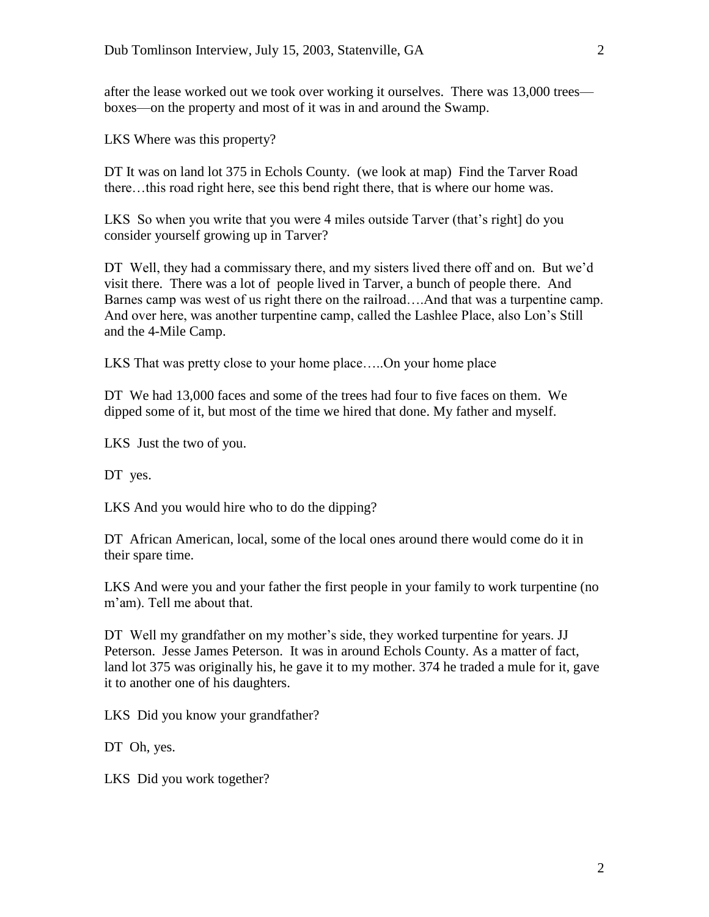after the lease worked out we took over working it ourselves. There was 13,000 trees—boxes—on the property and most of it was in and around the Swamp.

LKS Where was this property?

DT It was on land lot 375 in Echols County. (we look at map) Find the Tarver Road there…this road right here, see this bend right there, that is where our home was.

LKS So when you write that you were 4 miles outside Tarver (that's right] do you consider yourself growing up in Tarver?

DT Well, they had a commissary there, and my sisters lived there off and on. But we'd visit there. There was a lot of people lived in Tarver, a bunch of people there. And Barnes camp was west of us right there on the railroad….And that was a turpentine camp. And over here, was another turpentine camp, called the Lashlee Place, also Lon's Still and the 4-Mile Camp.

LKS That was pretty close to your home place…..On your home place

DT We had 13,000 faces and some of the trees had four to five faces on them. We dipped some of it, but most of the time we hired that done. My father and myself.

LKS Just the two of you.

DT yes.

LKS And you would hire who to do the dipping?

DT African American, local, some of the local ones around there would come do it in their spare time.

LKS And were you and your father the first people in your family to work turpentine (no m'am). Tell me about that.

DT Well my grandfather on my mother's side, they worked turpentine for years. JJ Peterson. Jesse James Peterson. It was in around Echols County. As a matter of fact, land lot 375 was originally his, he gave it to my mother. 374 he traded a mule for it, gave it to another one of his daughters.

LKS Did you know your grandfather?

DT Oh, yes.

LKS Did you work together?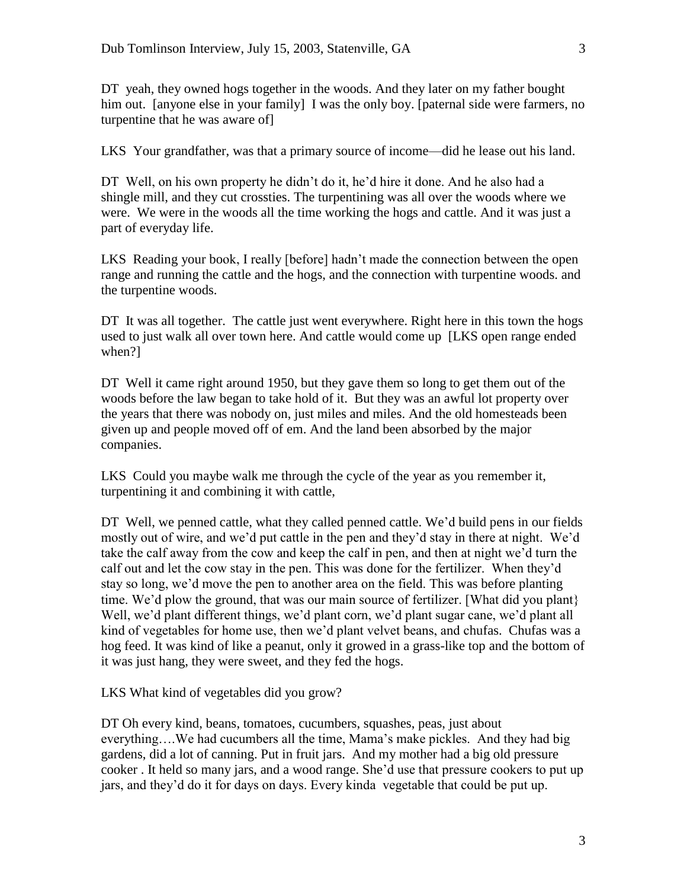DT yeah, they owned hogs together in the woods. And they later on my father bought him out. [anyone else in your family] I was the only boy. [paternal side were farmers, no turpentine that he was aware of]

LKS Your grandfather, was that a primary source of income—did he lease out his land.

DT Well, on his own property he didn't do it, he'd hire it done. And he also had a shingle mill, and they cut crossties. The turpentining was all over the woods where we were. We were in the woods all the time working the hogs and cattle. And it was just a part of everyday life.

LKS Reading your book, I really [before] hadn't made the connection between the open range and running the cattle and the hogs, and the connection with turpentine woods. and the turpentine woods.

DT It was all together. The cattle just went everywhere. Right here in this town the hogs used to just walk all over town here. And cattle would come up [LKS open range ended when?]

DT Well it came right around 1950, but they gave them so long to get them out of the woods before the law began to take hold of it. But they was an awful lot property over the years that there was nobody on, just miles and miles. And the old homesteads been given up and people moved off of em. And the land been absorbed by the major companies.

LKS Could you maybe walk me through the cycle of the year as you remember it, turpentining it and combining it with cattle,

DT Well, we penned cattle, what they called penned cattle. We'd build pens in our fields mostly out of wire, and we'd put cattle in the pen and they'd stay in there at night. We'd take the calf away from the cow and keep the calf in pen, and then at night we'd turn the calf out and let the cow stay in the pen. This was done for the fertilizer. When they'd stay so long, we'd move the pen to another area on the field. This was before planting time. We'd plow the ground, that was our main source of fertilizer. [What did you plant} Well, we'd plant different things, we'd plant corn, we'd plant sugar cane, we'd plant all kind of vegetables for home use, then we'd plant velvet beans, and chufas. Chufas was a hog feed. It was kind of like a peanut, only it growed in a grass-like top and the bottom of it was just hang, they were sweet, and they fed the hogs.

LKS What kind of vegetables did you grow?

DT Oh every kind, beans, tomatoes, cucumbers, squashes, peas, just about everything….We had cucumbers all the time, Mama's make pickles. And they had big gardens, did a lot of canning. Put in fruit jars. And my mother had a big old pressure cooker . It held so many jars, and a wood range. She'd use that pressure cookers to put up jars, and they'd do it for days on days. Every kinda vegetable that could be put up.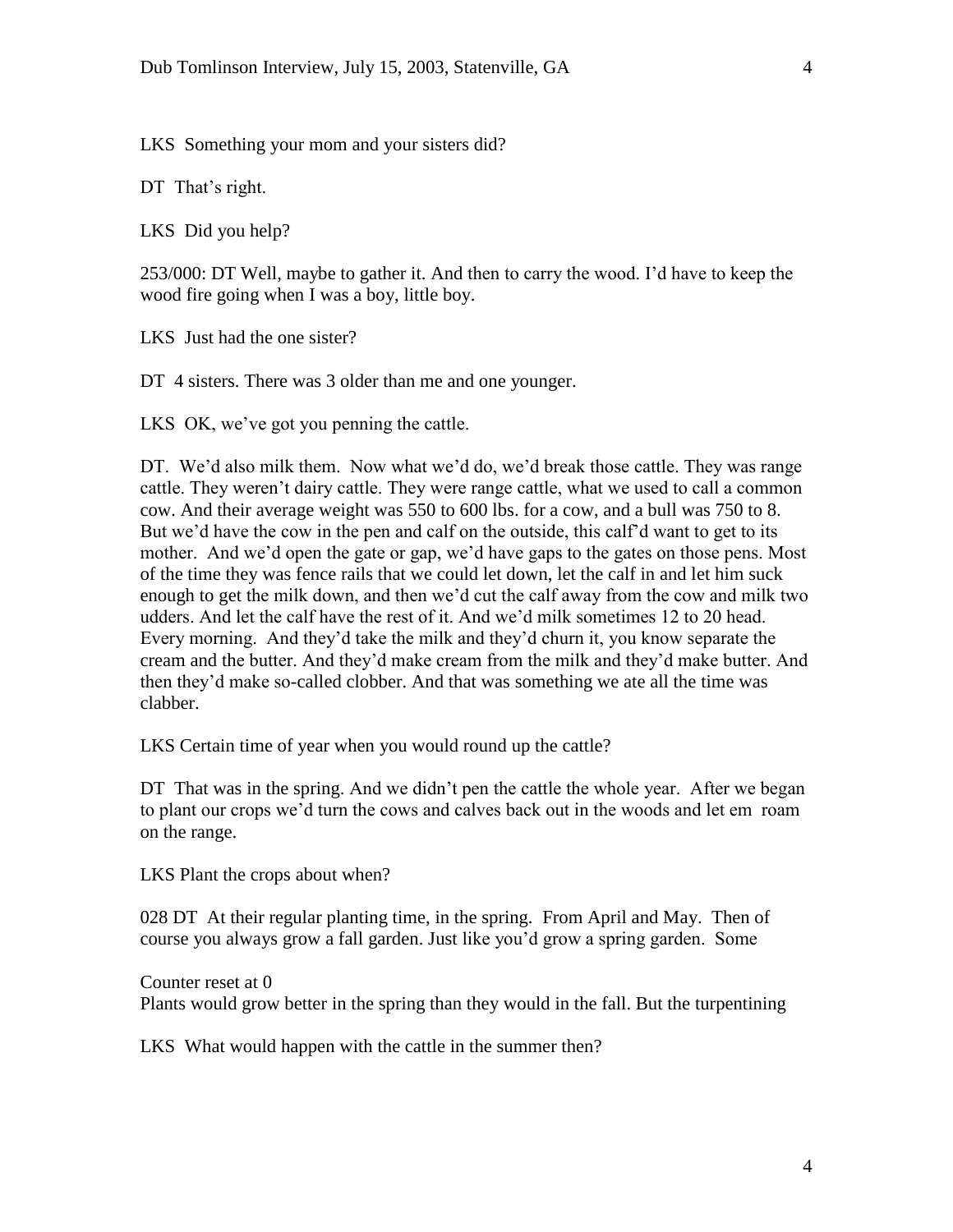LKS  Something your mom and your sisters did?

DT  That's right.

LKS  Did you help?

253/000: DT Well, maybe to gather it. And then to carry the wood. I'd have to keep the wood fire going when I was a boy, little boy.

LKS  Just had the one sister?

DT  4 sisters. There was 3 older than me and one younger.

LKS  OK, we've got you penning the cattle.

DT.  We'd also milk them.  Now what we'd do, we'd break those cattle. They was range cattle. They weren't dairy cattle. They were range cattle, what we used to call a common cow. And their average weight was 550 to 600 lbs. for a cow, and a bull was 750 to 8. But we'd have the cow in the pen and calf on the outside, this calf'd want to get to its mother.  And we'd open the gate or gap, we'd have gaps to the gates on those pens. Most of the time they was fence rails that we could let down, let the calf in and let him suck enough to get the milk down, and then we'd cut the calf away from the cow and milk two udders. And let the calf have the rest of it. And we'd milk sometimes 12 to 20 head. Every morning.  And they'd take the milk and they'd churn it, you know separate the cream and the butter. And they'd make cream from the milk and they'd make butter. And then they'd make so-called clobber. And that was something we ate all the time was clabber.

LKS Certain time of year when you would round up the cattle?

DT  That was in the spring. And we didn't pen the cattle the whole year.  After we began to plant our crops we'd turn the cows and calves back out in the woods and let em  roam on the range.

LKS Plant the crops about when?

028 DT  At their regular planting time, in the spring.  From April and May.  Then of course you always grow a fall garden. Just like you'd grow a spring garden.  Some

Counter reset at 0
Plants would grow better in the spring than they would in the fall. But the turpentining

LKS  What would happen with the cattle in the summer then?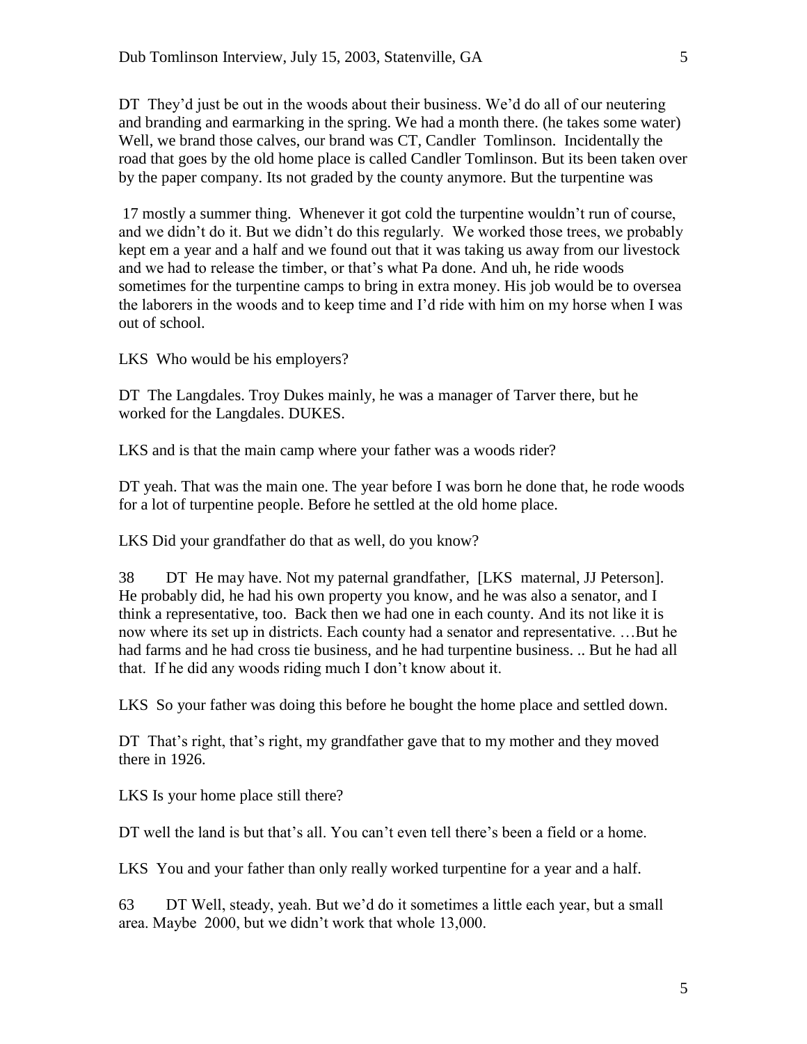DT They'd just be out in the woods about their business. We'd do all of our neutering and branding and earmarking in the spring. We had a month there. (he takes some water) Well, we brand those calves, our brand was CT, Candler Tomlinson. Incidentally the road that goes by the old home place is called Candler Tomlinson. But its been taken over by the paper company. Its not graded by the county anymore. But the turpentine was

17 mostly a summer thing. Whenever it got cold the turpentine wouldn't run of course, and we didn't do it. But we didn't do this regularly. We worked those trees, we probably kept em a year and a half and we found out that it was taking us away from our livestock and we had to release the timber, or that's what Pa done. And uh, he ride woods sometimes for the turpentine camps to bring in extra money. His job would be to oversea the laborers in the woods and to keep time and I'd ride with him on my horse when I was out of school.

LKS Who would be his employers?

DT The Langdales. Troy Dukes mainly, he was a manager of Tarver there, but he worked for the Langdales. DUKES.

LKS and is that the main camp where your father was a woods rider?

DT yeah. That was the main one. The year before I was born he done that, he rode woods for a lot of turpentine people. Before he settled at the old home place.

LKS Did your grandfather do that as well, do you know?

38 DT He may have. Not my paternal grandfather, [LKS maternal, JJ Peterson]. He probably did, he had his own property you know, and he was also a senator, and I think a representative, too. Back then we had one in each county. And its not like it is now where its set up in districts. Each county had a senator and representative. …But he had farms and he had cross tie business, and he had turpentine business. .. But he had all that. If he did any woods riding much I don't know about it.

LKS So your father was doing this before he bought the home place and settled down.

DT That's right, that's right, my grandfather gave that to my mother and they moved there in 1926.

LKS Is your home place still there?

DT well the land is but that's all. You can't even tell there's been a field or a home.

LKS You and your father than only really worked turpentine for a year and a half.

63 DT Well, steady, yeah. But we'd do it sometimes a little each year, but a small area. Maybe 2000, but we didn't work that whole 13,000.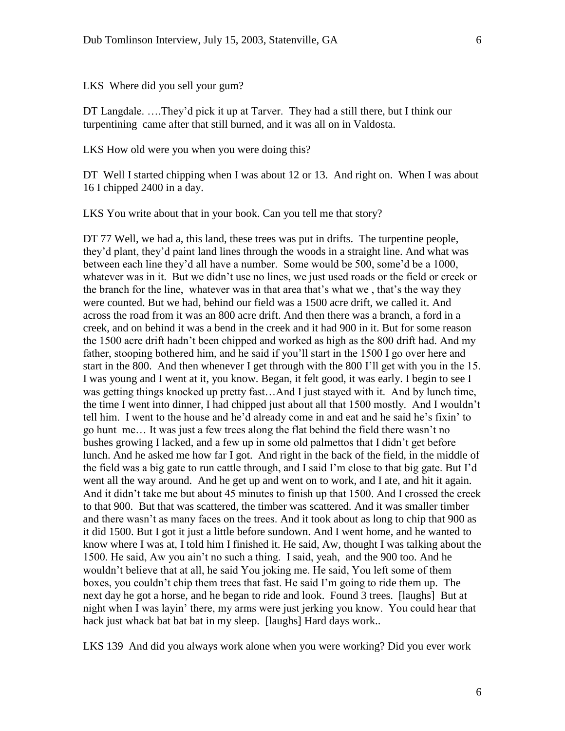LKS Where did you sell your gum?

DT Langdale. ….They'd pick it up at Tarver. They had a still there, but I think our turpentining came after that still burned, and it was all on in Valdosta.

LKS How old were you when you were doing this?

DT Well I started chipping when I was about 12 or 13. And right on. When I was about 16 I chipped 2400 in a day.

LKS You write about that in your book. Can you tell me that story?

DT 77 Well, we had a, this land, these trees was put in drifts. The turpentine people, they'd plant, they'd paint land lines through the woods in a straight line. And what was between each line they'd all have a number. Some would be 500, some'd be a 1000, whatever was in it. But we didn't use no lines, we just used roads or the field or creek or the branch for the line, whatever was in that area that's what we , that's the way they were counted. But we had, behind our field was a 1500 acre drift, we called it. And across the road from it was an 800 acre drift. And then there was a branch, a ford in a creek, and on behind it was a bend in the creek and it had 900 in it. But for some reason the 1500 acre drift hadn't been chipped and worked as high as the 800 drift had. And my father, stooping bothered him, and he said if you'll start in the 1500 I go over here and start in the 800. And then whenever I get through with the 800 I'll get with you in the 15. I was young and I went at it, you know. Began, it felt good, it was early. I begin to see I was getting things knocked up pretty fast…And I just stayed with it. And by lunch time, the time I went into dinner, I had chipped just about all that 1500 mostly. And I wouldn't tell him. I went to the house and he'd already come in and eat and he said he's fixin' to go hunt me… It was just a few trees along the flat behind the field there wasn't no bushes growing I lacked, and a few up in some old palmettos that I didn't get before lunch. And he asked me how far I got. And right in the back of the field, in the middle of the field was a big gate to run cattle through, and I said I'm close to that big gate. But I'd went all the way around. And he get up and went on to work, and I ate, and hit it again. And it didn't take me but about 45 minutes to finish up that 1500. And I crossed the creek to that 900. But that was scattered, the timber was scattered. And it was smaller timber and there wasn't as many faces on the trees. And it took about as long to chip that 900 as it did 1500. But I got it just a little before sundown. And I went home, and he wanted to know where I was at, I told him I finished it. He said, Aw, thought I was talking about the 1500. He said, Aw you ain't no such a thing. I said, yeah, and the 900 too. And he wouldn't believe that at all, he said You joking me. He said, You left some of them boxes, you couldn't chip them trees that fast. He said I'm going to ride them up. The next day he got a horse, and he began to ride and look. Found 3 trees. [laughs] But at night when I was layin' there, my arms were just jerking you know. You could hear that hack just whack bat bat bat in my sleep. [laughs] Hard days work..

LKS 139 And did you always work alone when you were working? Did you ever work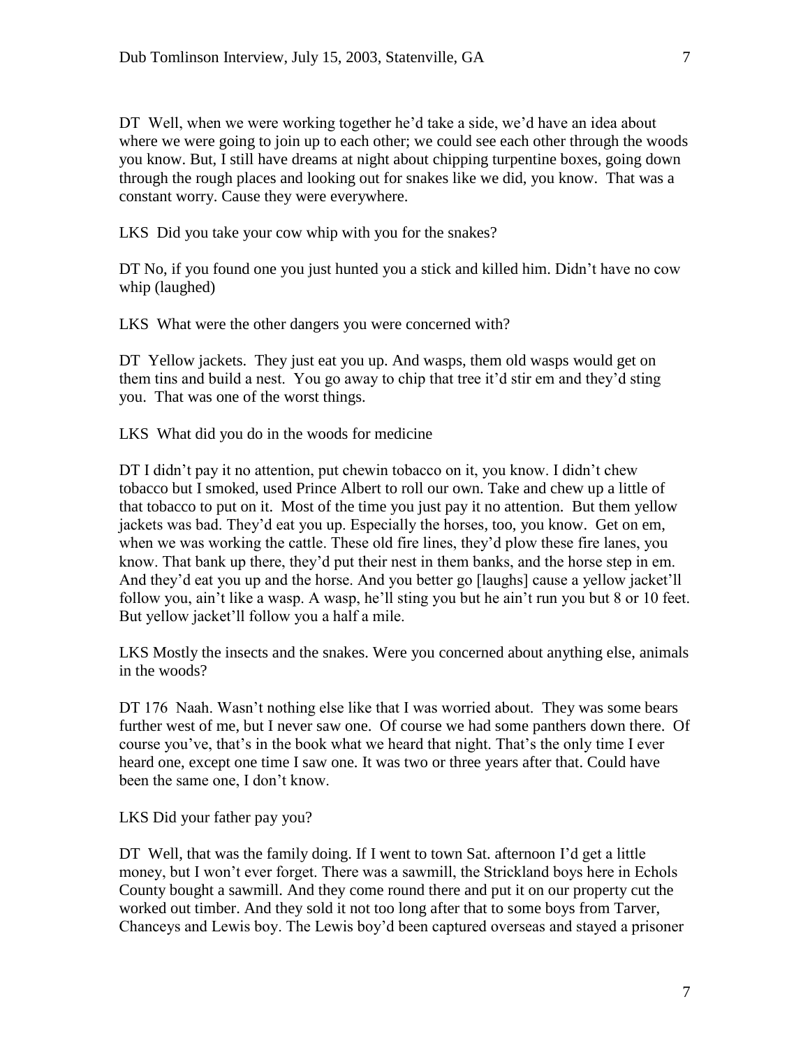DT Well, when we were working together he'd take a side, we'd have an idea about where we were going to join up to each other; we could see each other through the woods you know. But, I still have dreams at night about chipping turpentine boxes, going down through the rough places and looking out for snakes like we did, you know. That was a constant worry. Cause they were everywhere.

LKS Did you take your cow whip with you for the snakes?

DT No, if you found one you just hunted you a stick and killed him. Didn't have no cow whip (laughed)

LKS What were the other dangers you were concerned with?

DT Yellow jackets. They just eat you up. And wasps, them old wasps would get on them tins and build a nest. You go away to chip that tree it'd stir em and they'd sting you. That was one of the worst things.

LKS What did you do in the woods for medicine

DT I didn't pay it no attention, put chewin tobacco on it, you know. I didn't chew tobacco but I smoked, used Prince Albert to roll our own. Take and chew up a little of that tobacco to put on it. Most of the time you just pay it no attention. But them yellow jackets was bad. They'd eat you up. Especially the horses, too, you know. Get on em, when we was working the cattle. These old fire lines, they'd plow these fire lanes, you know. That bank up there, they'd put their nest in them banks, and the horse step in em. And they'd eat you up and the horse. And you better go [laughs] cause a yellow jacket'll follow you, ain't like a wasp. A wasp, he'll sting you but he ain't run you but 8 or 10 feet. But yellow jacket'll follow you a half a mile.

LKS Mostly the insects and the snakes. Were you concerned about anything else, animals in the woods?

DT 176 Naah. Wasn't nothing else like that I was worried about. They was some bears further west of me, but I never saw one. Of course we had some panthers down there. Of course you've, that's in the book what we heard that night. That's the only time I ever heard one, except one time I saw one. It was two or three years after that. Could have been the same one, I don't know.

LKS Did your father pay you?

DT Well, that was the family doing. If I went to town Sat. afternoon I'd get a little money, but I won't ever forget. There was a sawmill, the Strickland boys here in Echols County bought a sawmill. And they come round there and put it on our property cut the worked out timber. And they sold it not too long after that to some boys from Tarver, Chanceys and Lewis boy. The Lewis boy'd been captured overseas and stayed a prisoner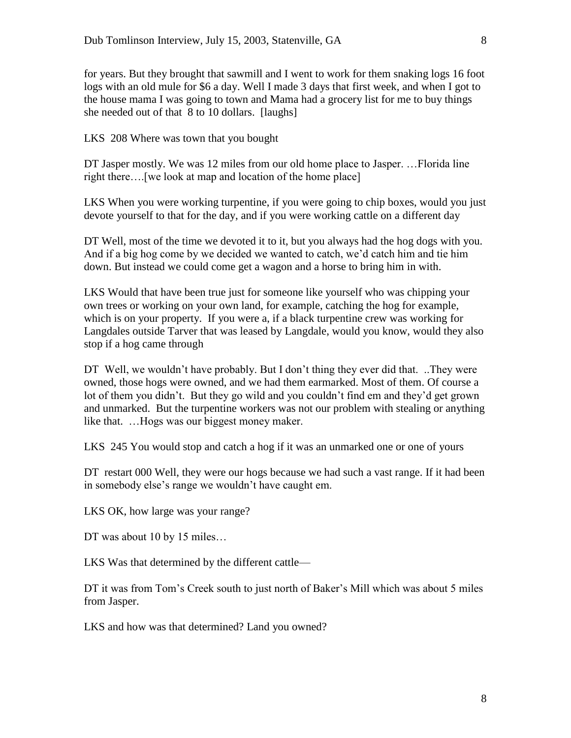for years. But they brought that sawmill and I went to work for them snaking logs 16 foot logs with an old mule for $6 a day. Well I made 3 days that first week, and when I got to the house mama I was going to town and Mama had a grocery list for me to buy things she needed out of that  8 to 10 dollars.  [laughs]

LKS  208 Where was town that you bought

DT Jasper mostly. We was 12 miles from our old home place to Jasper. …Florida line right there….[we look at map and location of the home place]

LKS When you were working turpentine, if you were going to chip boxes, would you just devote yourself to that for the day, and if you were working cattle on a different day

DT Well, most of the time we devoted it to it, but you always had the hog dogs with you. And if a big hog come by we decided we wanted to catch, we'd catch him and tie him down. But instead we could come get a wagon and a horse to bring him in with.

LKS Would that have been true just for someone like yourself who was chipping your own trees or working on your own land, for example, catching the hog for example, which is on your property.  If you were a, if a black turpentine crew was working for Langdales outside Tarver that was leased by Langdale, would you know, would they also stop if a hog came through

DT  Well, we wouldn't have probably. But I don't thing they ever did that.  ..They were owned, those hogs were owned, and we had them earmarked. Most of them. Of course a lot of them you didn't.  But they go wild and you couldn't find em and they'd get grown and unmarked.  But the turpentine workers was not our problem with stealing or anything like that.  …Hogs was our biggest money maker.

LKS  245 You would stop and catch a hog if it was an unmarked one or one of yours

DT  restart 000 Well, they were our hogs because we had such a vast range. If it had been in somebody else's range we wouldn't have caught em.

LKS OK, how large was your range?

DT was about 10 by 15 miles…

LKS Was that determined by the different cattle—

DT it was from Tom's Creek south to just north of Baker's Mill which was about 5 miles from Jasper.

LKS and how was that determined? Land you owned?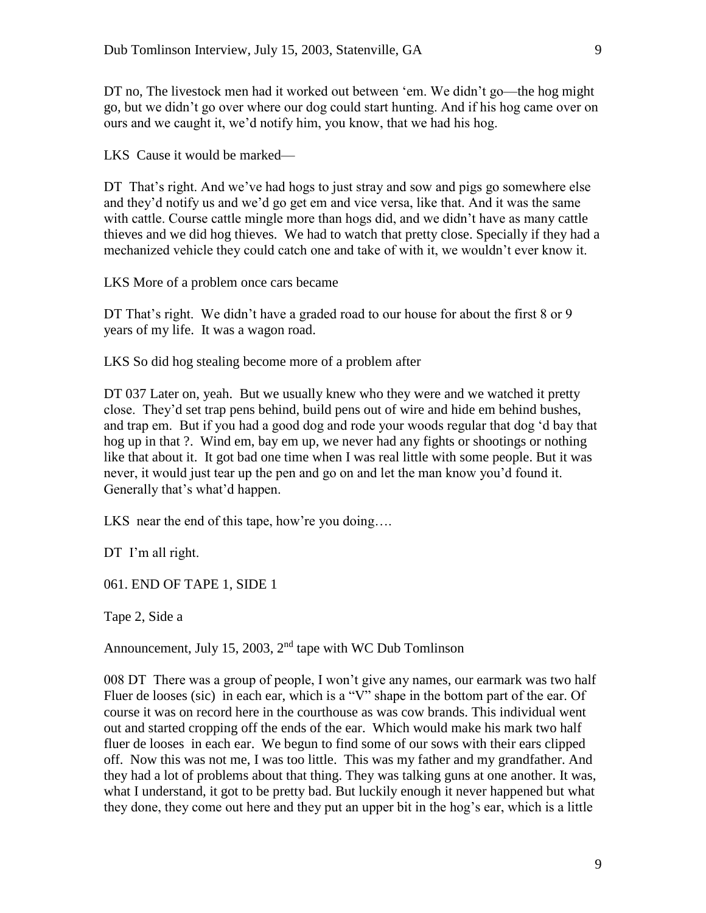DT no, The livestock men had it worked out between 'em. We didn't go—the hog might go, but we didn't go over where our dog could start hunting. And if his hog came over on ours and we caught it, we'd notify him, you know, that we had his hog.

LKS Cause it would be marked—

DT That's right. And we've had hogs to just stray and sow and pigs go somewhere else and they'd notify us and we'd go get em and vice versa, like that. And it was the same with cattle. Course cattle mingle more than hogs did, and we didn't have as many cattle thieves and we did hog thieves. We had to watch that pretty close. Specially if they had a mechanized vehicle they could catch one and take of with it, we wouldn't ever know it.

LKS More of a problem once cars became

DT That's right. We didn't have a graded road to our house for about the first 8 or 9 years of my life. It was a wagon road.

LKS So did hog stealing become more of a problem after

DT 037 Later on, yeah. But we usually knew who they were and we watched it pretty close. They'd set trap pens behind, build pens out of wire and hide em behind bushes, and trap em. But if you had a good dog and rode your woods regular that dog 'd bay that hog up in that ?. Wind em, bay em up, we never had any fights or shootings or nothing like that about it. It got bad one time when I was real little with some people. But it was never, it would just tear up the pen and go on and let the man know you'd found it. Generally that's what'd happen.

LKS near the end of this tape, how're you doing….

DT I'm all right.

061. END OF TAPE 1, SIDE 1

Tape 2, Side a

Announcement, July 15, 2003, 2nd tape with WC Dub Tomlinson

008 DT There was a group of people, I won't give any names, our earmark was two half Fluer de looses (sic) in each ear, which is a "V" shape in the bottom part of the ear. Of course it was on record here in the courthouse as was cow brands. This individual went out and started cropping off the ends of the ear. Which would make his mark two half fluer de looses in each ear. We begun to find some of our sows with their ears clipped off. Now this was not me, I was too little. This was my father and my grandfather. And they had a lot of problems about that thing. They was talking guns at one another. It was, what I understand, it got to be pretty bad. But luckily enough it never happened but what they done, they come out here and they put an upper bit in the hog's ear, which is a little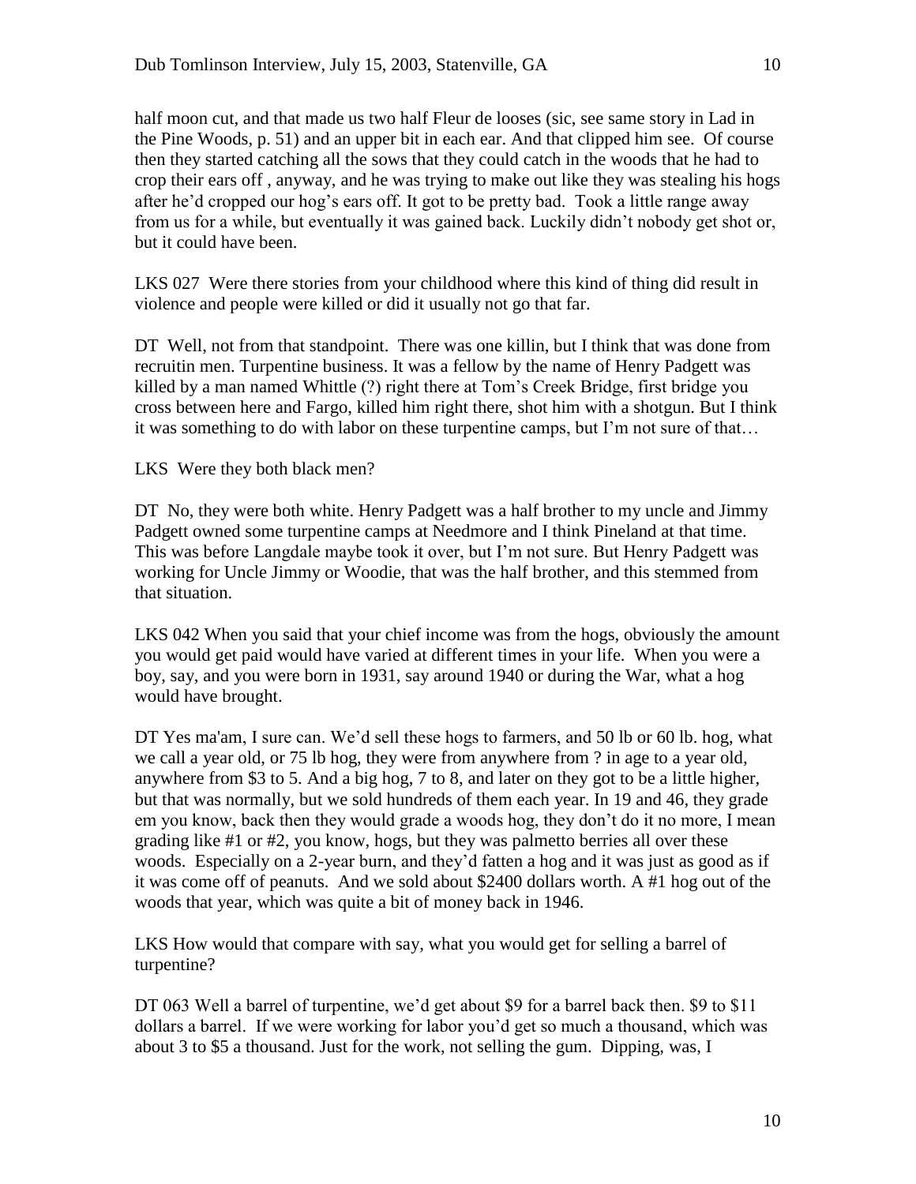half moon cut, and that made us two half Fleur de looses (sic, see same story in Lad in the Pine Woods, p. 51) and an upper bit in each ear. And that clipped him see. Of course then they started catching all the sows that they could catch in the woods that he had to crop their ears off , anyway, and he was trying to make out like they was stealing his hogs after he'd cropped our hog's ears off. It got to be pretty bad. Took a little range away from us for a while, but eventually it was gained back. Luckily didn't nobody get shot or, but it could have been.

LKS 027 Were there stories from your childhood where this kind of thing did result in violence and people were killed or did it usually not go that far.

DT Well, not from that standpoint. There was one killin, but I think that was done from recruitin men. Turpentine business. It was a fellow by the name of Henry Padgett was killed by a man named Whittle (?) right there at Tom's Creek Bridge, first bridge you cross between here and Fargo, killed him right there, shot him with a shotgun. But I think it was something to do with labor on these turpentine camps, but I'm not sure of that…

LKS Were they both black men?

DT No, they were both white. Henry Padgett was a half brother to my uncle and Jimmy Padgett owned some turpentine camps at Needmore and I think Pineland at that time. This was before Langdale maybe took it over, but I'm not sure. But Henry Padgett was working for Uncle Jimmy or Woodie, that was the half brother, and this stemmed from that situation.

LKS 042 When you said that your chief income was from the hogs, obviously the amount you would get paid would have varied at different times in your life. When you were a boy, say, and you were born in 1931, say around 1940 or during the War, what a hog would have brought.

DT Yes ma'am, I sure can. We'd sell these hogs to farmers, and 50 lb or 60 lb. hog, what we call a year old, or 75 lb hog, they were from anywhere from ? in age to a year old, anywhere from $3 to 5. And a big hog, 7 to 8, and later on they got to be a little higher, but that was normally, but we sold hundreds of them each year. In 19 and 46, they grade em you know, back then they would grade a woods hog, they don't do it no more, I mean grading like #1 or #2, you know, hogs, but they was palmetto berries all over these woods. Especially on a 2-year burn, and they'd fatten a hog and it was just as good as if it was come off of peanuts. And we sold about $2400 dollars worth. A #1 hog out of the woods that year, which was quite a bit of money back in 1946.

LKS How would that compare with say, what you would get for selling a barrel of turpentine?

DT 063 Well a barrel of turpentine, we'd get about $9 for a barrel back then. $9 to $11 dollars a barrel. If we were working for labor you'd get so much a thousand, which was about 3 to $5 a thousand. Just for the work, not selling the gum. Dipping, was, I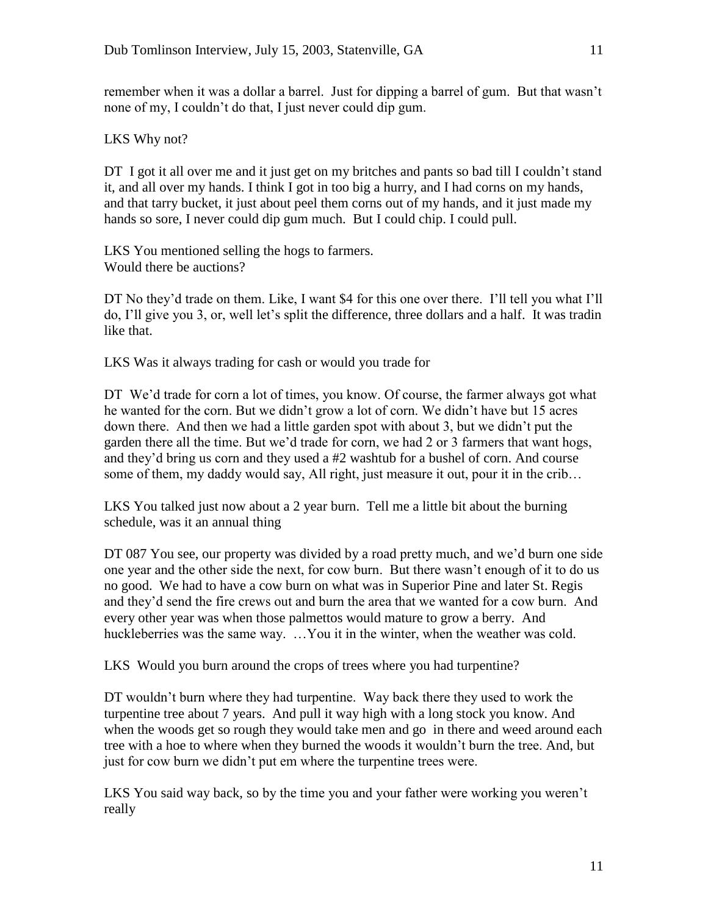remember when it was a dollar a barrel. Just for dipping a barrel of gum. But that wasn't none of my, I couldn't do that, I just never could dip gum.

LKS Why not?

DT I got it all over me and it just get on my britches and pants so bad till I couldn't stand it, and all over my hands. I think I got in too big a hurry, and I had corns on my hands, and that tarry bucket, it just about peel them corns out of my hands, and it just made my hands so sore, I never could dip gum much. But I could chip. I could pull.

LKS You mentioned selling the hogs to farmers.
Would there be auctions?

DT No they'd trade on them. Like, I want $4 for this one over there. I'll tell you what I'll do, I'll give you 3, or, well let's split the difference, three dollars and a half. It was tradin like that.

LKS Was it always trading for cash or would you trade for

DT We'd trade for corn a lot of times, you know. Of course, the farmer always got what he wanted for the corn. But we didn't grow a lot of corn. We didn't have but 15 acres down there. And then we had a little garden spot with about 3, but we didn't put the garden there all the time. But we'd trade for corn, we had 2 or 3 farmers that want hogs, and they'd bring us corn and they used a #2 washtub for a bushel of corn. And course some of them, my daddy would say, All right, just measure it out, pour it in the crib…

LKS You talked just now about a 2 year burn. Tell me a little bit about the burning schedule, was it an annual thing

DT 087 You see, our property was divided by a road pretty much, and we'd burn one side one year and the other side the next, for cow burn. But there wasn't enough of it to do us no good. We had to have a cow burn on what was in Superior Pine and later St. Regis and they'd send the fire crews out and burn the area that we wanted for a cow burn. And every other year was when those palmettos would mature to grow a berry. And huckleberries was the same way. …You it in the winter, when the weather was cold.

LKS Would you burn around the crops of trees where you had turpentine?

DT wouldn't burn where they had turpentine. Way back there they used to work the turpentine tree about 7 years. And pull it way high with a long stock you know. And when the woods get so rough they would take men and go in there and weed around each tree with a hoe to where when they burned the woods it wouldn't burn the tree. And, but just for cow burn we didn't put em where the turpentine trees were.

LKS You said way back, so by the time you and your father were working you weren't really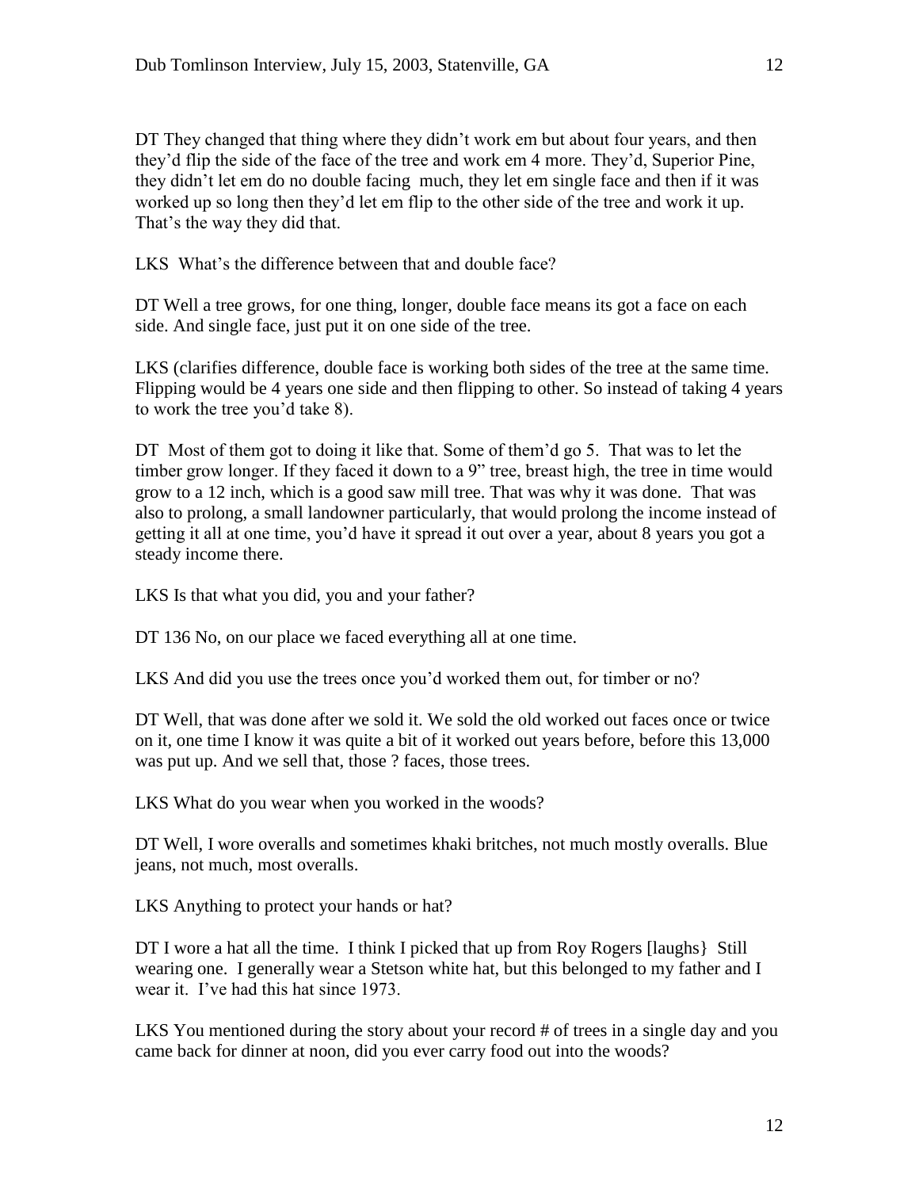DT They changed that thing where they didn't work em but about four years, and then they'd flip the side of the face of the tree and work em 4 more. They'd, Superior Pine, they didn't let em do no double facing much, they let em single face and then if it was worked up so long then they'd let em flip to the other side of the tree and work it up. That's the way they did that.

LKS What's the difference between that and double face?

DT Well a tree grows, for one thing, longer, double face means its got a face on each side. And single face, just put it on one side of the tree.

LKS (clarifies difference, double face is working both sides of the tree at the same time. Flipping would be 4 years one side and then flipping to other. So instead of taking 4 years to work the tree you'd take 8).

DT Most of them got to doing it like that. Some of them'd go 5. That was to let the timber grow longer. If they faced it down to a 9" tree, breast high, the tree in time would grow to a 12 inch, which is a good saw mill tree. That was why it was done. That was also to prolong, a small landowner particularly, that would prolong the income instead of getting it all at one time, you'd have it spread it out over a year, about 8 years you got a steady income there.

LKS Is that what you did, you and your father?

DT 136 No, on our place we faced everything all at one time.

LKS And did you use the trees once you'd worked them out, for timber or no?

DT Well, that was done after we sold it. We sold the old worked out faces once or twice on it, one time I know it was quite a bit of it worked out years before, before this 13,000 was put up. And we sell that, those ? faces, those trees.

LKS What do you wear when you worked in the woods?

DT Well, I wore overalls and sometimes khaki britches, not much mostly overalls. Blue jeans, not much, most overalls.

LKS Anything to protect your hands or hat?

DT I wore a hat all the time. I think I picked that up from Roy Rogers [laughs} Still wearing one. I generally wear a Stetson white hat, but this belonged to my father and I wear it. I've had this hat since 1973.

LKS You mentioned during the story about your record # of trees in a single day and you came back for dinner at noon, did you ever carry food out into the woods?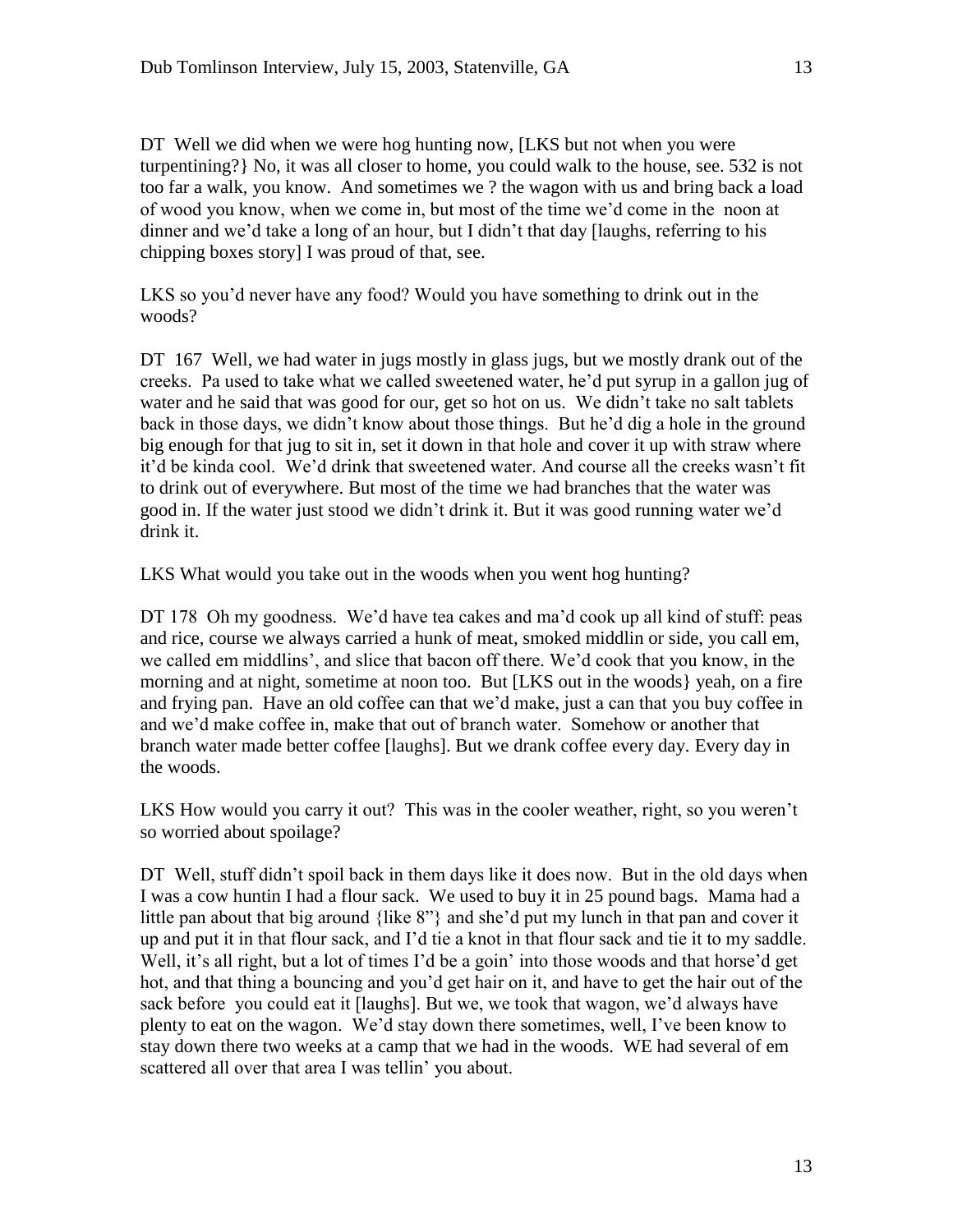DT Well we did when we were hog hunting now, [LKS but not when you were turpentining?} No, it was all closer to home, you could walk to the house, see. 532 is not too far a walk, you know. And sometimes we ? the wagon with us and bring back a load of wood you know, when we come in, but most of the time we'd come in the noon at dinner and we'd take a long of an hour, but I didn't that day [laughs, referring to his chipping boxes story] I was proud of that, see.

LKS so you'd never have any food? Would you have something to drink out in the woods?

DT 167 Well, we had water in jugs mostly in glass jugs, but we mostly drank out of the creeks. Pa used to take what we called sweetened water, he'd put syrup in a gallon jug of water and he said that was good for our, get so hot on us. We didn't take no salt tablets back in those days, we didn't know about those things. But he'd dig a hole in the ground big enough for that jug to sit in, set it down in that hole and cover it up with straw where it'd be kinda cool. We'd drink that sweetened water. And course all the creeks wasn't fit to drink out of everywhere. But most of the time we had branches that the water was good in. If the water just stood we didn't drink it. But it was good running water we'd drink it.

LKS What would you take out in the woods when you went hog hunting?

DT 178 Oh my goodness. We'd have tea cakes and ma'd cook up all kind of stuff: peas and rice, course we always carried a hunk of meat, smoked middlin or side, you call em, we called em middlins', and slice that bacon off there. We'd cook that you know, in the morning and at night, sometime at noon too. But [LKS out in the woods} yeah, on a fire and frying pan. Have an old coffee can that we'd make, just a can that you buy coffee in and we'd make coffee in, make that out of branch water. Somehow or another that branch water made better coffee [laughs]. But we drank coffee every day. Every day in the woods.

LKS How would you carry it out? This was in the cooler weather, right, so you weren't so worried about spoilage?

DT Well, stuff didn't spoil back in them days like it does now. But in the old days when I was a cow huntin I had a flour sack. We used to buy it in 25 pound bags. Mama had a little pan about that big around {like 8"} and she'd put my lunch in that pan and cover it up and put it in that flour sack, and I'd tie a knot in that flour sack and tie it to my saddle. Well, it's all right, but a lot of times I'd be a goin' into those woods and that horse'd get hot, and that thing a bouncing and you'd get hair on it, and have to get the hair out of the sack before you could eat it [laughs]. But we, we took that wagon, we'd always have plenty to eat on the wagon. We'd stay down there sometimes, well, I've been know to stay down there two weeks at a camp that we had in the woods. WE had several of em scattered all over that area I was tellin' you about.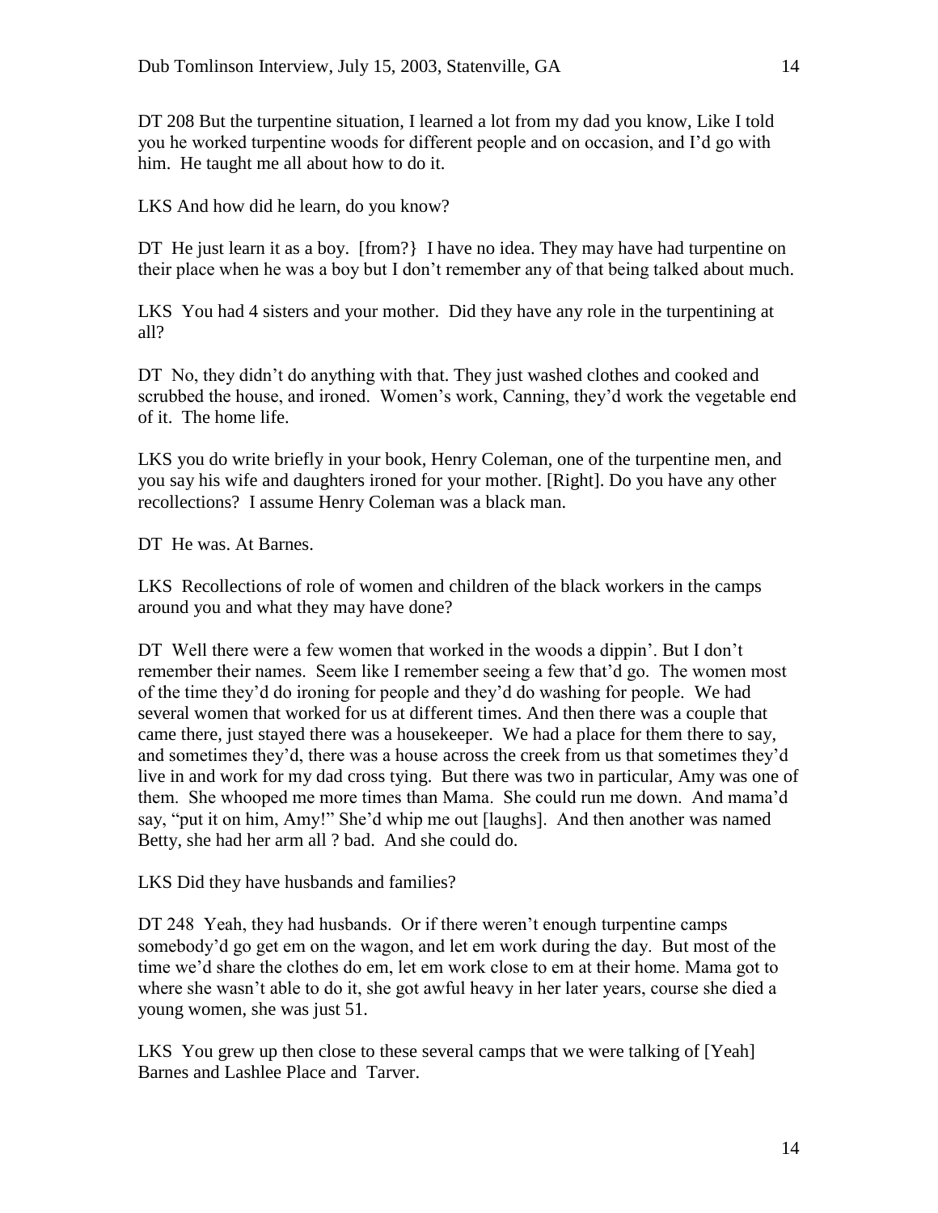DT 208 But the turpentine situation, I learned a lot from my dad you know, Like I told you he worked turpentine woods for different people and on occasion, and I'd go with him. He taught me all about how to do it.

LKS And how did he learn, do you know?

DT He just learn it as a boy. [from?} I have no idea. They may have had turpentine on their place when he was a boy but I don't remember any of that being talked about much.

LKS You had 4 sisters and your mother. Did they have any role in the turpentining at all?

DT No, they didn't do anything with that. They just washed clothes and cooked and scrubbed the house, and ironed. Women's work, Canning, they'd work the vegetable end of it. The home life.

LKS you do write briefly in your book, Henry Coleman, one of the turpentine men, and you say his wife and daughters ironed for your mother. [Right]. Do you have any other recollections? I assume Henry Coleman was a black man.

DT He was. At Barnes.

LKS Recollections of role of women and children of the black workers in the camps around you and what they may have done?

DT Well there were a few women that worked in the woods a dippin'. But I don't remember their names. Seem like I remember seeing a few that'd go. The women most of the time they'd do ironing for people and they'd do washing for people. We had several women that worked for us at different times. And then there was a couple that came there, just stayed there was a housekeeper. We had a place for them there to say, and sometimes they'd, there was a house across the creek from us that sometimes they'd live in and work for my dad cross tying. But there was two in particular, Amy was one of them. She whooped me more times than Mama. She could run me down. And mama'd say, "put it on him, Amy!" She'd whip me out [laughs]. And then another was named Betty, she had her arm all ? bad. And she could do.

LKS Did they have husbands and families?

DT 248 Yeah, they had husbands. Or if there weren't enough turpentine camps somebody'd go get em on the wagon, and let em work during the day. But most of the time we'd share the clothes do em, let em work close to em at their home. Mama got to where she wasn't able to do it, she got awful heavy in her later years, course she died a young women, she was just 51.

LKS You grew up then close to these several camps that we were talking of [Yeah] Barnes and Lashlee Place and Tarver.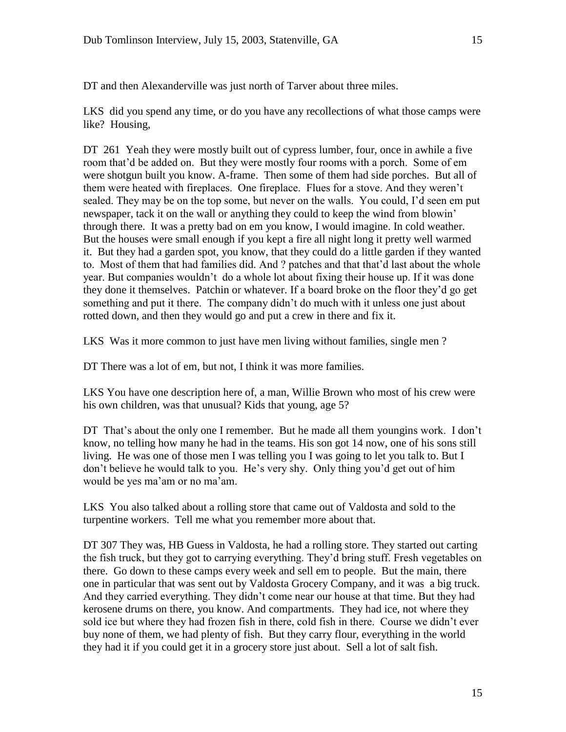DT and then Alexanderville was just north of Tarver about three miles.

LKS did you spend any time, or do you have any recollections of what those camps were like? Housing,

DT 261 Yeah they were mostly built out of cypress lumber, four, once in awhile a five room that'd be added on. But they were mostly four rooms with a porch. Some of em were shotgun built you know. A-frame. Then some of them had side porches. But all of them were heated with fireplaces. One fireplace. Flues for a stove. And they weren't sealed. They may be on the top some, but never on the walls. You could, I'd seen em put newspaper, tack it on the wall or anything they could to keep the wind from blowin' through there. It was a pretty bad on em you know, I would imagine. In cold weather. But the houses were small enough if you kept a fire all night long it pretty well warmed it. But they had a garden spot, you know, that they could do a little garden if they wanted to. Most of them that had families did. And ? patches and that that'd last about the whole year. But companies wouldn't do a whole lot about fixing their house up. If it was done they done it themselves. Patchin or whatever. If a board broke on the floor they'd go get something and put it there. The company didn't do much with it unless one just about rotted down, and then they would go and put a crew in there and fix it.

LKS Was it more common to just have men living without families, single men ?

DT There was a lot of em, but not, I think it was more families.

LKS You have one description here of, a man, Willie Brown who most of his crew were his own children, was that unusual? Kids that young, age 5?

DT That's about the only one I remember. But he made all them youngins work. I don't know, no telling how many he had in the teams. His son got 14 now, one of his sons still living. He was one of those men I was telling you I was going to let you talk to. But I don't believe he would talk to you. He's very shy. Only thing you'd get out of him would be yes ma'am or no ma'am.

LKS You also talked about a rolling store that came out of Valdosta and sold to the turpentine workers. Tell me what you remember more about that.

DT 307 They was, HB Guess in Valdosta, he had a rolling store. They started out carting the fish truck, but they got to carrying everything. They'd bring stuff. Fresh vegetables on there. Go down to these camps every week and sell em to people. But the main, there one in particular that was sent out by Valdosta Grocery Company, and it was a big truck. And they carried everything. They didn't come near our house at that time. But they had kerosene drums on there, you know. And compartments. They had ice, not where they sold ice but where they had frozen fish in there, cold fish in there. Course we didn't ever buy none of them, we had plenty of fish. But they carry flour, everything in the world they had it if you could get it in a grocery store just about. Sell a lot of salt fish.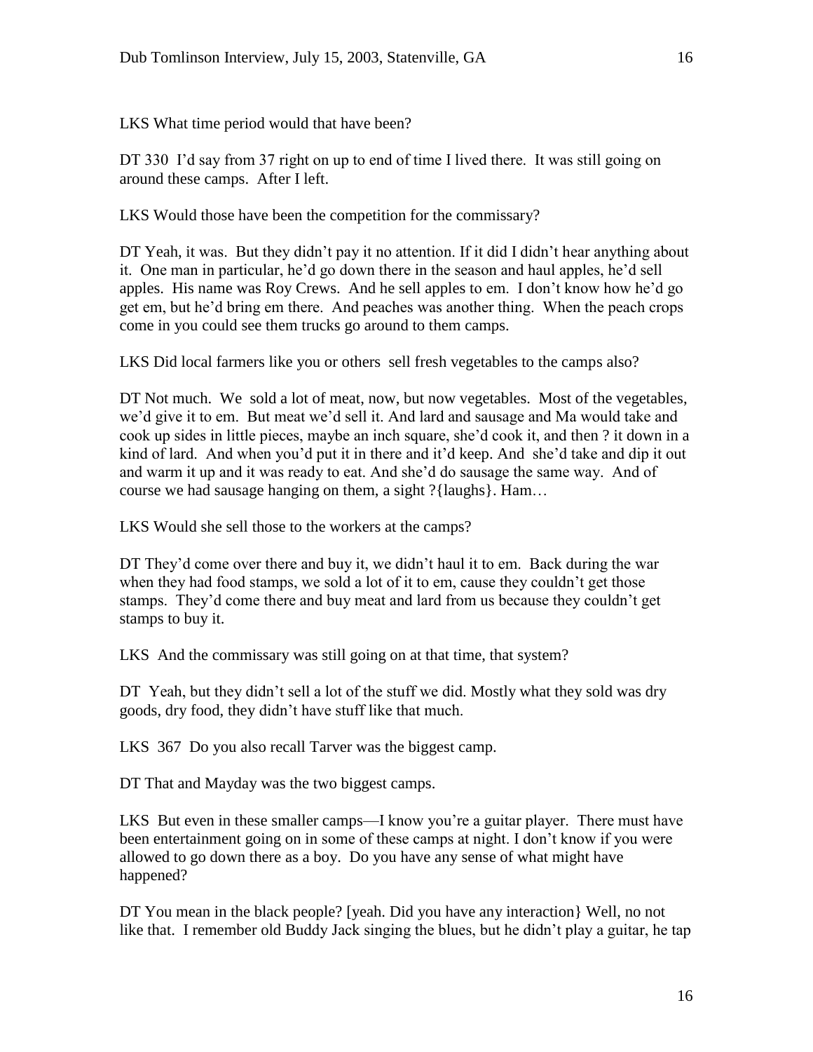LKS What time period would that have been?

DT 330 I'd say from 37 right on up to end of time I lived there. It was still going on around these camps. After I left.

LKS Would those have been the competition for the commissary?

DT Yeah, it was. But they didn't pay it no attention. If it did I didn't hear anything about it. One man in particular, he'd go down there in the season and haul apples, he'd sell apples. His name was Roy Crews. And he sell apples to em. I don't know how he'd go get em, but he'd bring em there. And peaches was another thing. When the peach crops come in you could see them trucks go around to them camps.

LKS Did local farmers like you or others sell fresh vegetables to the camps also?

DT Not much. We sold a lot of meat, now, but now vegetables. Most of the vegetables, we'd give it to em. But meat we'd sell it. And lard and sausage and Ma would take and cook up sides in little pieces, maybe an inch square, she'd cook it, and then ? it down in a kind of lard. And when you'd put it in there and it'd keep. And she'd take and dip it out and warm it up and it was ready to eat. And she'd do sausage the same way. And of course we had sausage hanging on them, a sight ?{laughs}. Ham…

LKS Would she sell those to the workers at the camps?

DT They'd come over there and buy it, we didn't haul it to em. Back during the war when they had food stamps, we sold a lot of it to em, cause they couldn't get those stamps. They'd come there and buy meat and lard from us because they couldn't get stamps to buy it.

LKS And the commissary was still going on at that time, that system?

DT Yeah, but they didn't sell a lot of the stuff we did. Mostly what they sold was dry goods, dry food, they didn't have stuff like that much.

LKS 367 Do you also recall Tarver was the biggest camp.

DT That and Mayday was the two biggest camps.

LKS But even in these smaller camps—I know you're a guitar player. There must have been entertainment going on in some of these camps at night. I don't know if you were allowed to go down there as a boy. Do you have any sense of what might have happened?

DT You mean in the black people? [yeah. Did you have any interaction} Well, no not like that. I remember old Buddy Jack singing the blues, but he didn't play a guitar, he tap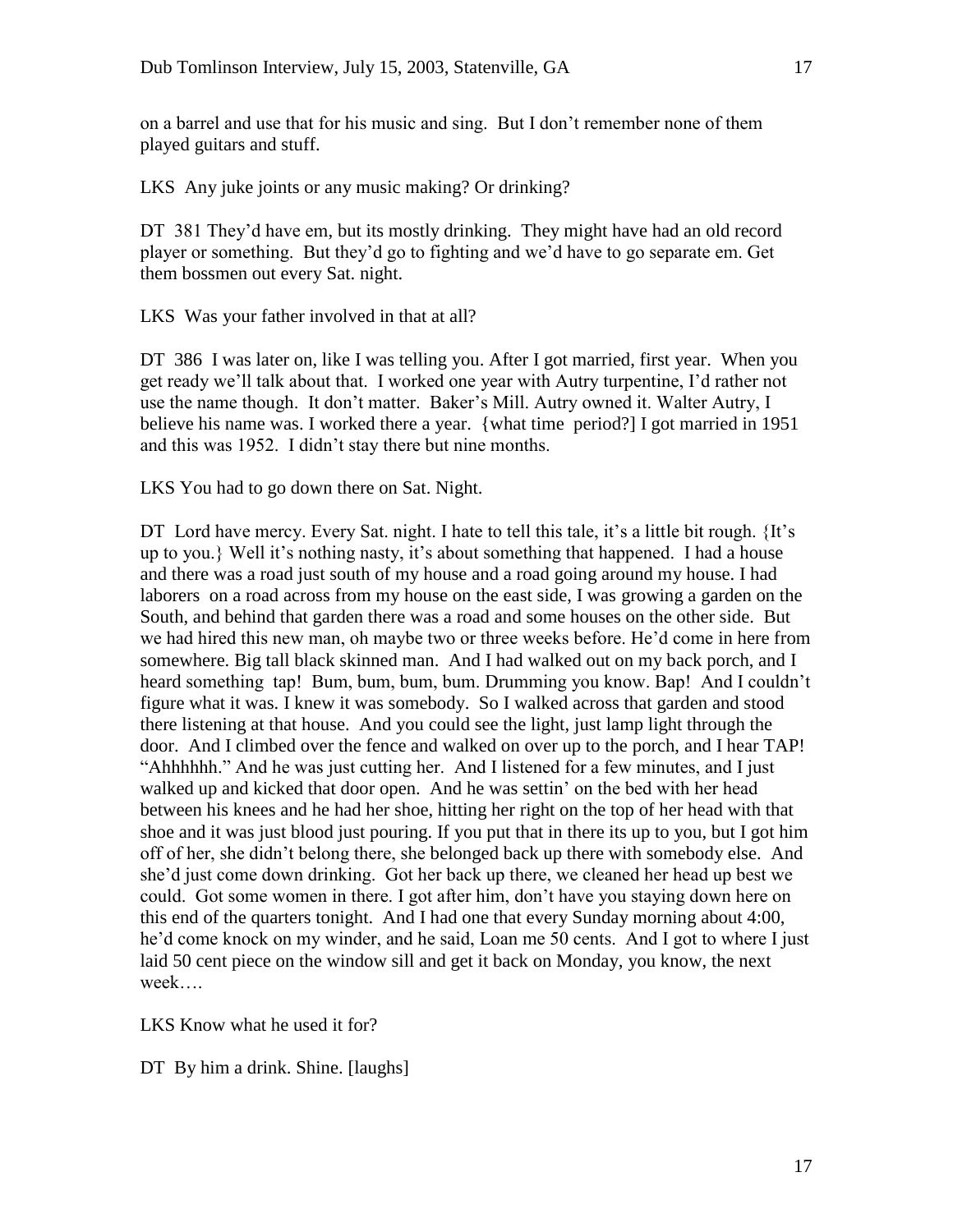on a barrel and use that for his music and sing. But I don't remember none of them played guitars and stuff.

LKS Any juke joints or any music making? Or drinking?

DT 381 They'd have em, but its mostly drinking. They might have had an old record player or something. But they'd go to fighting and we'd have to go separate em. Get them bossmen out every Sat. night.

LKS Was your father involved in that at all?

DT 386 I was later on, like I was telling you. After I got married, first year. When you get ready we'll talk about that. I worked one year with Autry turpentine, I'd rather not use the name though. It don't matter. Baker's Mill. Autry owned it. Walter Autry, I believe his name was. I worked there a year. {what time period?] I got married in 1951 and this was 1952. I didn't stay there but nine months.

LKS You had to go down there on Sat. Night.

DT Lord have mercy. Every Sat. night. I hate to tell this tale, it's a little bit rough. {It's up to you.} Well it's nothing nasty, it's about something that happened. I had a house and there was a road just south of my house and a road going around my house. I had laborers on a road across from my house on the east side, I was growing a garden on the South, and behind that garden there was a road and some houses on the other side. But we had hired this new man, oh maybe two or three weeks before. He'd come in here from somewhere. Big tall black skinned man. And I had walked out on my back porch, and I heard something tap! Bum, bum, bum, bum. Drumming you know. Bap! And I couldn't figure what it was. I knew it was somebody. So I walked across that garden and stood there listening at that house. And you could see the light, just lamp light through the door. And I climbed over the fence and walked on over up to the porch, and I hear TAP! "Ahhhhhh." And he was just cutting her. And I listened for a few minutes, and I just walked up and kicked that door open. And he was settin' on the bed with her head between his knees and he had her shoe, hitting her right on the top of her head with that shoe and it was just blood just pouring. If you put that in there its up to you, but I got him off of her, she didn't belong there, she belonged back up there with somebody else. And she'd just come down drinking. Got her back up there, we cleaned her head up best we could. Got some women in there. I got after him, don't have you staying down here on this end of the quarters tonight. And I had one that every Sunday morning about 4:00, he'd come knock on my winder, and he said, Loan me 50 cents. And I got to where I just laid 50 cent piece on the window sill and get it back on Monday, you know, the next week….

LKS Know what he used it for?

DT By him a drink. Shine. [laughs]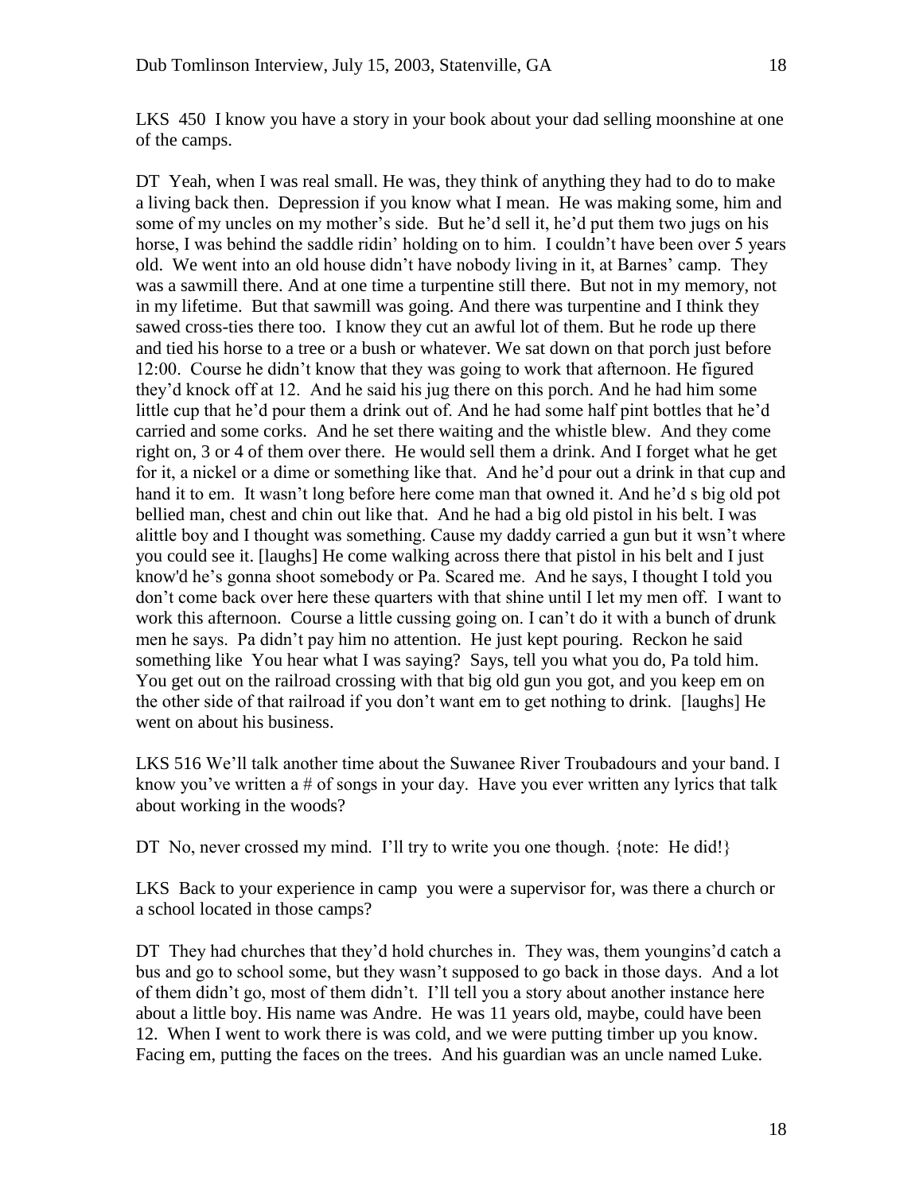LKS 450 I know you have a story in your book about your dad selling moonshine at one of the camps.

DT Yeah, when I was real small. He was, they think of anything they had to do to make a living back then. Depression if you know what I mean. He was making some, him and some of my uncles on my mother's side. But he'd sell it, he'd put them two jugs on his horse, I was behind the saddle ridin' holding on to him. I couldn't have been over 5 years old. We went into an old house didn't have nobody living in it, at Barnes' camp. They was a sawmill there. And at one time a turpentine still there. But not in my memory, not in my lifetime. But that sawmill was going. And there was turpentine and I think they sawed cross-ties there too. I know they cut an awful lot of them. But he rode up there and tied his horse to a tree or a bush or whatever. We sat down on that porch just before 12:00. Course he didn't know that they was going to work that afternoon. He figured they'd knock off at 12. And he said his jug there on this porch. And he had him some little cup that he'd pour them a drink out of. And he had some half pint bottles that he'd carried and some corks. And he set there waiting and the whistle blew. And they come right on, 3 or 4 of them over there. He would sell them a drink. And I forget what he get for it, a nickel or a dime or something like that. And he'd pour out a drink in that cup and hand it to em. It wasn't long before here come man that owned it. And he'd s big old pot bellied man, chest and chin out like that. And he had a big old pistol in his belt. I was alittle boy and I thought was something. Cause my daddy carried a gun but it wsn't where you could see it. [laughs] He come walking across there that pistol in his belt and I just know'd he's gonna shoot somebody or Pa. Scared me. And he says, I thought I told you don't come back over here these quarters with that shine until I let my men off. I want to work this afternoon. Course a little cussing going on. I can't do it with a bunch of drunk men he says. Pa didn't pay him no attention. He just kept pouring. Reckon he said something like You hear what I was saying? Says, tell you what you do, Pa told him. You get out on the railroad crossing with that big old gun you got, and you keep em on the other side of that railroad if you don't want em to get nothing to drink. [laughs] He went on about his business.

LKS 516 We'll talk another time about the Suwanee River Troubadours and your band. I know you've written a # of songs in your day. Have you ever written any lyrics that talk about working in the woods?

DT No, never crossed my mind. I'll try to write you one though. {note: He did!}

LKS Back to your experience in camp you were a supervisor for, was there a church or a school located in those camps?

DT They had churches that they'd hold churches in. They was, them youngins'd catch a bus and go to school some, but they wasn't supposed to go back in those days. And a lot of them didn't go, most of them didn't. I'll tell you a story about another instance here about a little boy. His name was Andre. He was 11 years old, maybe, could have been 12. When I went to work there is was cold, and we were putting timber up you know. Facing em, putting the faces on the trees. And his guardian was an uncle named Luke.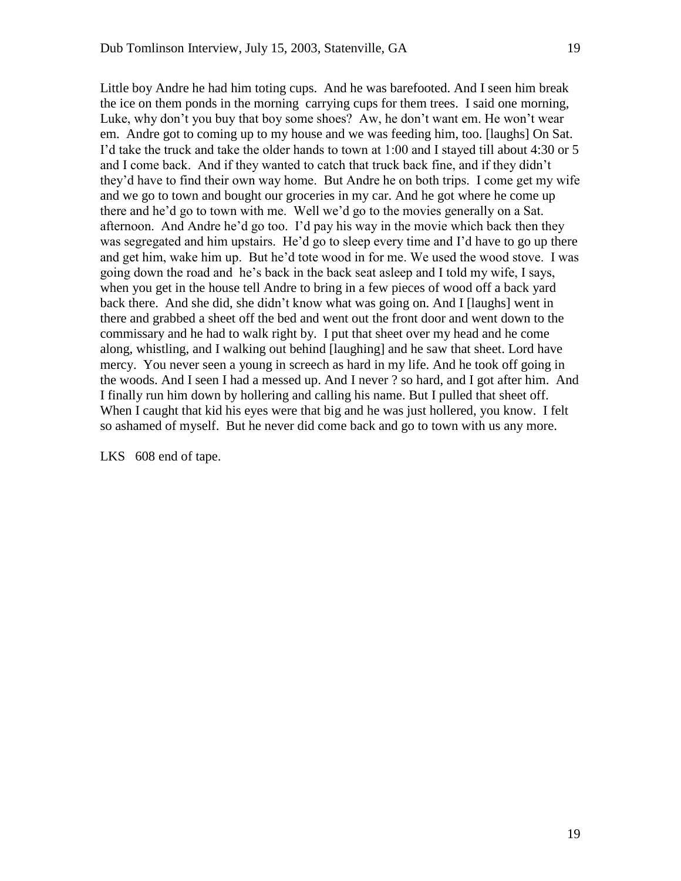Little boy Andre he had him toting cups. And he was barefooted. And I seen him break the ice on them ponds in the morning carrying cups for them trees. I said one morning, Luke, why don't you buy that boy some shoes? Aw, he don't want em. He won't wear em. Andre got to coming up to my house and we was feeding him, too. [laughs] On Sat. I'd take the truck and take the older hands to town at 1:00 and I stayed till about 4:30 or 5 and I come back. And if they wanted to catch that truck back fine, and if they didn't they'd have to find their own way home. But Andre he on both trips. I come get my wife and we go to town and bought our groceries in my car. And he got where he come up there and he'd go to town with me. Well we'd go to the movies generally on a Sat. afternoon. And Andre he'd go too. I'd pay his way in the movie which back then they was segregated and him upstairs. He'd go to sleep every time and I'd have to go up there and get him, wake him up. But he'd tote wood in for me. We used the wood stove. I was going down the road and he's back in the back seat asleep and I told my wife, I says, when you get in the house tell Andre to bring in a few pieces of wood off a back yard back there. And she did, she didn't know what was going on. And I [laughs] went in there and grabbed a sheet off the bed and went out the front door and went down to the commissary and he had to walk right by. I put that sheet over my head and he come along, whistling, and I walking out behind [laughing] and he saw that sheet. Lord have mercy. You never seen a young in screech as hard in my life. And he took off going in the woods. And I seen I had a messed up. And I never ? so hard, and I got after him. And I finally run him down by hollering and calling his name. But I pulled that sheet off. When I caught that kid his eyes were that big and he was just hollered, you know. I felt so ashamed of myself. But he never did come back and go to town with us any more.

LKS 608 end of tape.